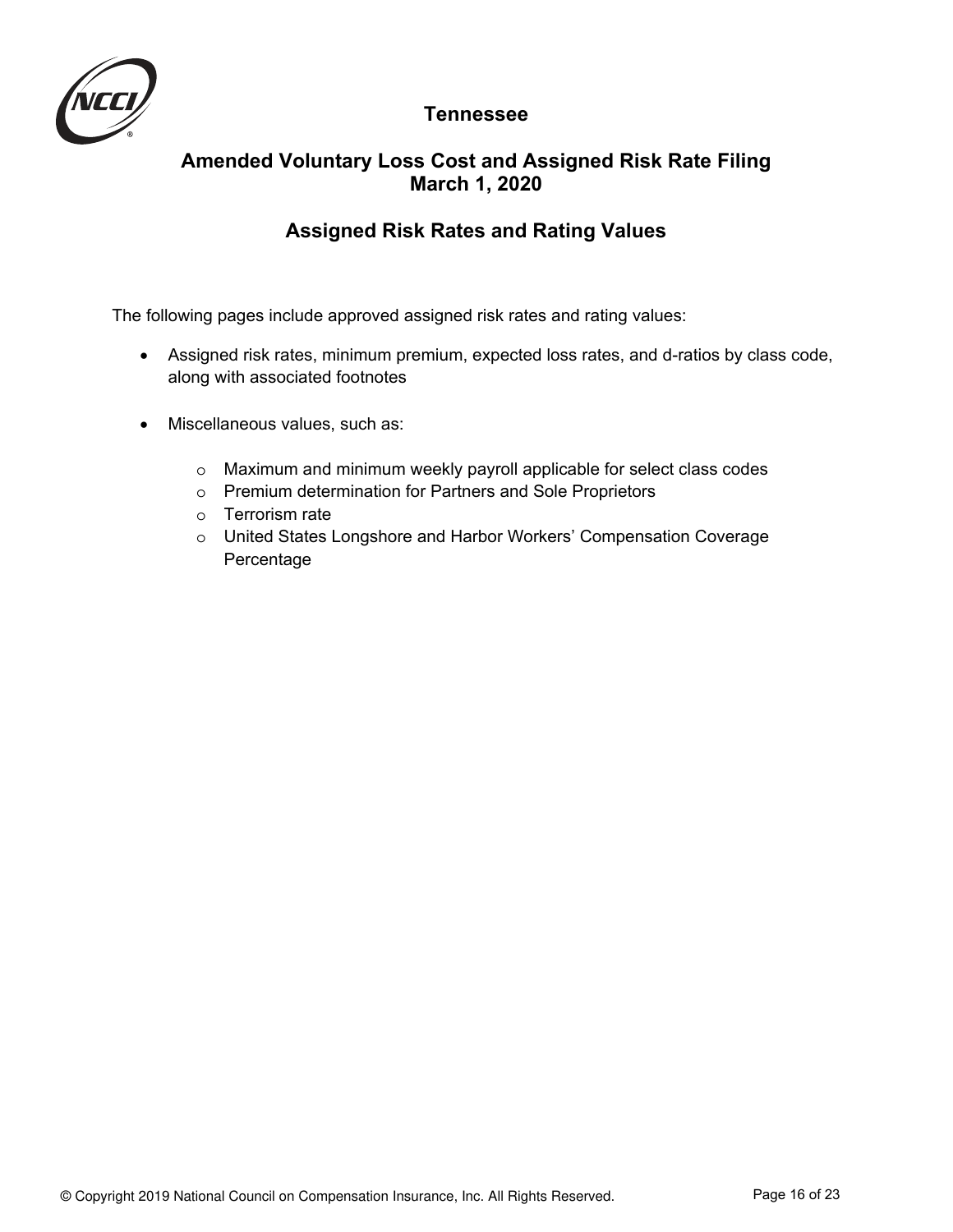# Tennessee

## Amended Voluntary Loss Cost and Assigned Risk Rate Filing
## March 1, 2020

## Assigned Risk Rates and Rating Values

The following pages include approved assigned risk rates and rating values:

- Assigned risk rates, minimum premium, expected loss rates, and d-ratios by class code, along with associated footnotes
- Miscellaneous values, such as:
  - Maximum and minimum weekly payroll applicable for select class codes
  - Premium determination for Partners and Sole Proprietors
  - Terrorism rate
  - United States Longshore and Harbor Workers' Compensation Coverage Percentage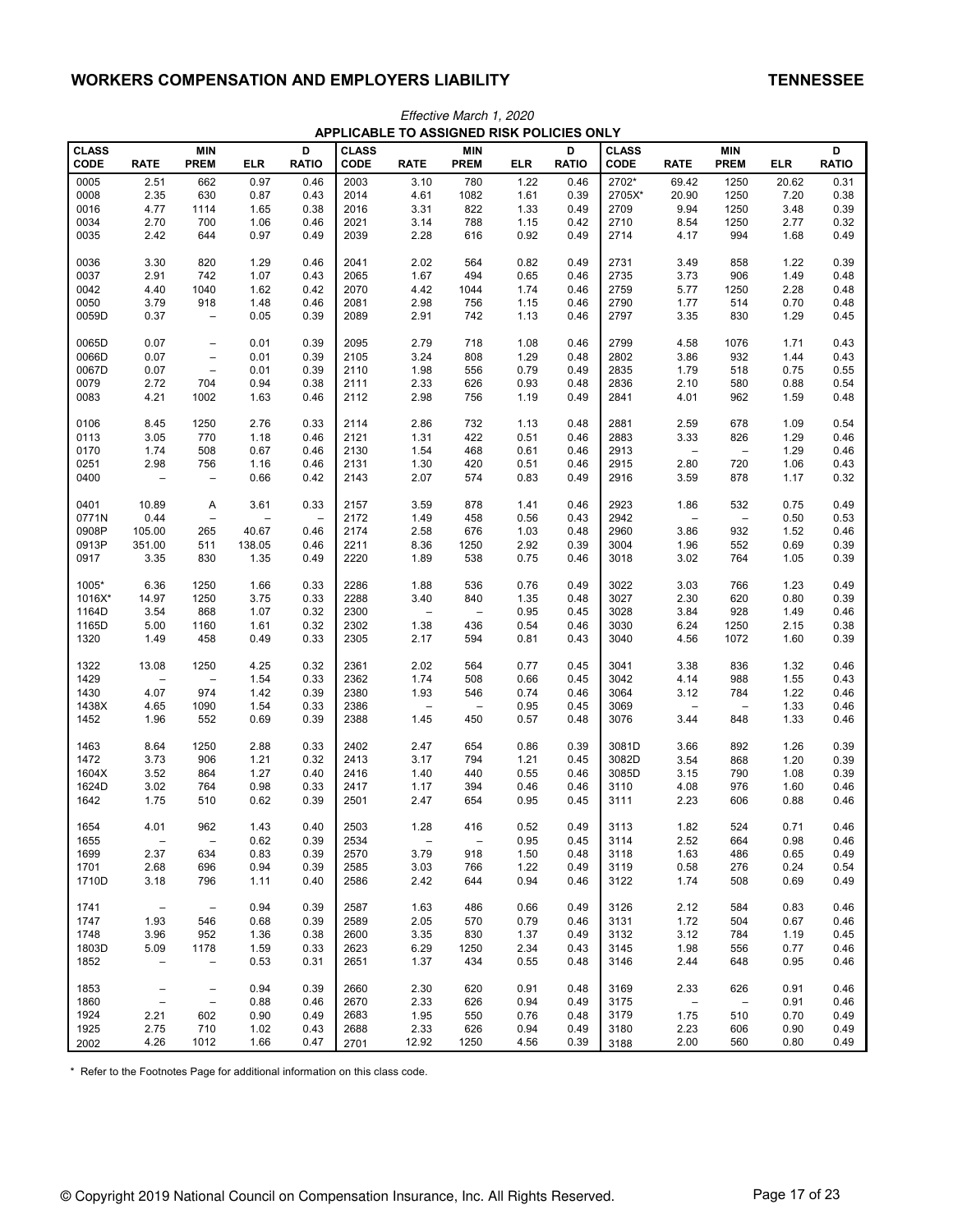## WORKERS COMPENSATION AND EMPLOYERS LIABILITY

## TENNESSEE

*Effective March 1, 2020*

**APPLICABLE TO ASSIGNED RISK POLICIES ONLY**

| CLASS CODE | RATE | MIN PREM | ELR | D RATIO | CLASS CODE | RATE | MIN PREM | ELR | D RATIO | CLASS CODE | RATE | MIN PREM | ELR | D RATIO |
|---|---|---|---|---|---|---|---|---|---|---|---|---|---|---|
| 0005 | 2.51 | 662 | 0.97 | 0.46 | 2003 | 3.10 | 780 | 1.22 | 0.46 | 2702* | 69.42 | 1250 | 20.62 | 0.31 |
| 0008 | 2.35 | 630 | 0.87 | 0.43 | 2014 | 4.61 | 1082 | 1.61 | 0.39 | 2705X* | 20.90 | 1250 | 7.20 | 0.38 |
| 0016 | 4.77 | 1114 | 1.65 | 0.38 | 2016 | 3.31 | 822 | 1.33 | 0.49 | 2709 | 9.94 | 1250 | 3.48 | 0.39 |
| 0034 | 2.70 | 700 | 1.06 | 0.46 | 2021 | 3.14 | 788 | 1.15 | 0.42 | 2710 | 8.54 | 1250 | 2.77 | 0.32 |
| 0035 | 2.42 | 644 | 0.97 | 0.49 | 2039 | 2.28 | 616 | 0.92 | 0.49 | 2714 | 4.17 | 994 | 1.68 | 0.49 |
| 0036 | 3.30 | 820 | 1.29 | 0.46 | 2041 | 2.02 | 564 | 0.82 | 0.49 | 2731 | 3.49 | 858 | 1.22 | 0.39 |
| 0037 | 2.91 | 742 | 1.07 | 0.43 | 2065 | 1.67 | 494 | 0.65 | 0.46 | 2735 | 3.73 | 906 | 1.49 | 0.48 |
| 0042 | 4.40 | 1040 | 1.62 | 0.42 | 2070 | 4.42 | 1044 | 1.74 | 0.46 | 2759 | 5.77 | 1250 | 2.28 | 0.48 |
| 0050 | 3.79 | 918 | 1.48 | 0.46 | 2081 | 2.98 | 756 | 1.15 | 0.46 | 2790 | 1.77 | 514 | 0.70 | 0.48 |
| 0059D | 0.37 | – | 0.05 | 0.39 | 2089 | 2.91 | 742 | 1.13 | 0.46 | 2797 | 3.35 | 830 | 1.29 | 0.45 |
| 0065D | 0.07 | – | 0.01 | 0.39 | 2095 | 2.79 | 718 | 1.08 | 0.46 | 2799 | 4.58 | 1076 | 1.71 | 0.43 |
| 0066D | 0.07 | – | 0.01 | 0.39 | 2105 | 3.24 | 808 | 1.29 | 0.48 | 2802 | 3.86 | 932 | 1.44 | 0.43 |
| 0067D | 0.07 | – | 0.01 | 0.39 | 2110 | 1.98 | 556 | 0.79 | 0.49 | 2835 | 1.79 | 518 | 0.75 | 0.55 |
| 0079 | 2.72 | 704 | 0.94 | 0.38 | 2111 | 2.33 | 626 | 0.93 | 0.48 | 2836 | 2.10 | 580 | 0.88 | 0.54 |
| 0083 | 4.21 | 1002 | 1.63 | 0.46 | 2112 | 2.98 | 756 | 1.19 | 0.49 | 2841 | 4.01 | 962 | 1.59 | 0.48 |
| 0106 | 8.45 | 1250 | 2.76 | 0.33 | 2114 | 2.86 | 732 | 1.13 | 0.48 | 2881 | 2.59 | 678 | 1.09 | 0.54 |
| 0113 | 3.05 | 770 | 1.18 | 0.46 | 2121 | 1.31 | 422 | 0.51 | 0.46 | 2883 | 3.33 | 826 | 1.29 | 0.46 |
| 0170 | 1.74 | 508 | 0.67 | 0.46 | 2130 | 1.54 | 468 | 0.61 | 0.46 | 2913 | – | – | 1.29 | 0.46 |
| 0251 | 2.98 | 756 | 1.16 | 0.46 | 2131 | 1.30 | 420 | 0.51 | 0.46 | 2915 | 2.80 | 720 | 1.06 | 0.43 |
| 0400 | – | – | 0.66 | 0.42 | 2143 | 2.07 | 574 | 0.83 | 0.49 | 2916 | 3.59 | 878 | 1.17 | 0.32 |
| 0401 | 10.89 | A | 3.61 | 0.33 | 2157 | 3.59 | 878 | 1.41 | 0.46 | 2923 | 1.86 | 532 | 0.75 | 0.49 |
| 0771N | 0.44 | – | – | – | 2172 | 1.49 | 458 | 0.56 | 0.43 | 2942 | – | – | 0.50 | 0.53 |
| 0908P | 105.00 | 265 | 40.67 | 0.46 | 2174 | 2.58 | 676 | 1.03 | 0.48 | 2960 | 3.86 | 932 | 1.52 | 0.46 |
| 0913P | 351.00 | 511 | 138.05 | 0.46 | 2211 | 8.36 | 1250 | 2.92 | 0.39 | 3004 | 1.96 | 552 | 0.69 | 0.39 |
| 0917 | 3.35 | 830 | 1.35 | 0.49 | 2220 | 1.89 | 538 | 0.75 | 0.46 | 3018 | 3.02 | 764 | 1.05 | 0.39 |
| 1005* | 6.36 | 1250 | 1.66 | 0.33 | 2286 | 1.88 | 536 | 0.76 | 0.49 | 3022 | 3.03 | 766 | 1.23 | 0.49 |
| 1016X* | 14.97 | 1250 | 3.75 | 0.33 | 2288 | 3.40 | 840 | 1.35 | 0.48 | 3027 | 2.30 | 620 | 0.80 | 0.39 |
| 1164D | 3.54 | 868 | 1.07 | 0.32 | 2300 | – | – | 0.95 | 0.45 | 3028 | 3.84 | 928 | 1.49 | 0.46 |
| 1165D | 5.00 | 1160 | 1.61 | 0.32 | 2302 | 1.38 | 436 | 0.54 | 0.46 | 3030 | 6.24 | 1250 | 2.15 | 0.38 |
| 1320 | 1.49 | 458 | 0.49 | 0.33 | 2305 | 2.17 | 594 | 0.81 | 0.43 | 3040 | 4.56 | 1072 | 1.60 | 0.39 |
| 1322 | 13.08 | 1250 | 4.25 | 0.32 | 2361 | 2.02 | 564 | 0.77 | 0.45 | 3041 | 3.38 | 836 | 1.32 | 0.46 |
| 1429 | – | – | 1.54 | 0.33 | 2362 | 1.74 | 508 | 0.66 | 0.45 | 3042 | 4.14 | 988 | 1.55 | 0.43 |
| 1430 | 4.07 | 974 | 1.42 | 0.39 | 2380 | 1.93 | 546 | 0.74 | 0.46 | 3064 | 3.12 | 784 | 1.22 | 0.46 |
| 1438X | 4.65 | 1090 | 1.54 | 0.33 | 2386 | – | – | 0.95 | 0.45 | 3069 | – | – | 1.33 | 0.46 |
| 1452 | 1.96 | 552 | 0.69 | 0.39 | 2388 | 1.45 | 450 | 0.57 | 0.48 | 3076 | 3.44 | 848 | 1.33 | 0.46 |
| 1463 | 8.64 | 1250 | 2.88 | 0.33 | 2402 | 2.47 | 654 | 0.86 | 0.39 | 3081D | 3.66 | 892 | 1.26 | 0.39 |
| 1472 | 3.73 | 906 | 1.21 | 0.32 | 2413 | 3.17 | 794 | 1.21 | 0.45 | 3082D | 3.54 | 868 | 1.20 | 0.39 |
| 1604X | 3.52 | 864 | 1.27 | 0.40 | 2416 | 1.40 | 440 | 0.55 | 0.46 | 3085D | 3.15 | 790 | 1.08 | 0.39 |
| 1624D | 3.02 | 764 | 0.98 | 0.33 | 2417 | 1.17 | 394 | 0.46 | 0.46 | 3110 | 4.08 | 976 | 1.60 | 0.46 |
| 1642 | 1.75 | 510 | 0.62 | 0.39 | 2501 | 2.47 | 654 | 0.95 | 0.45 | 3111 | 2.23 | 606 | 0.88 | 0.46 |
| 1654 | 4.01 | 962 | 1.43 | 0.40 | 2503 | 1.28 | 416 | 0.52 | 0.49 | 3113 | 1.82 | 524 | 0.71 | 0.46 |
| 1655 | – | – | 0.62 | 0.39 | 2534 | – | – | 0.95 | 0.45 | 3114 | 2.52 | 664 | 0.98 | 0.46 |
| 1699 | 2.37 | 634 | 0.83 | 0.39 | 2570 | 3.79 | 918 | 1.50 | 0.48 | 3118 | 1.63 | 486 | 0.65 | 0.49 |
| 1701 | 2.68 | 696 | 0.94 | 0.39 | 2585 | 3.03 | 766 | 1.22 | 0.49 | 3119 | 0.58 | 276 | 0.24 | 0.54 |
| 1710D | 3.18 | 796 | 1.11 | 0.40 | 2586 | 2.42 | 644 | 0.94 | 0.46 | 3122 | 1.74 | 508 | 0.69 | 0.49 |
| 1741 | – | – | 0.94 | 0.39 | 2587 | 1.63 | 486 | 0.66 | 0.49 | 3126 | 2.12 | 584 | 0.83 | 0.46 |
| 1747 | 1.93 | 546 | 0.68 | 0.39 | 2589 | 2.05 | 570 | 0.79 | 0.46 | 3131 | 1.72 | 504 | 0.67 | 0.46 |
| 1748 | 3.96 | 952 | 1.36 | 0.38 | 2600 | 3.35 | 830 | 1.37 | 0.49 | 3132 | 3.12 | 784 | 1.19 | 0.45 |
| 1803D | 5.09 | 1178 | 1.59 | 0.33 | 2623 | 6.29 | 1250 | 2.34 | 0.43 | 3145 | 1.98 | 556 | 0.77 | 0.46 |
| 1852 | – | – | 0.53 | 0.31 | 2651 | 1.37 | 434 | 0.55 | 0.48 | 3146 | 2.44 | 648 | 0.95 | 0.46 |
| 1853 | – | – | 0.94 | 0.39 | 2660 | 2.30 | 620 | 0.91 | 0.48 | 3169 | 2.33 | 626 | 0.91 | 0.46 |
| 1860 | – | – | 0.88 | 0.46 | 2670 | 2.33 | 626 | 0.94 | 0.49 | 3175 | – | – | 0.91 | 0.46 |
| 1924 | 2.21 | 602 | 0.90 | 0.49 | 2683 | 1.95 | 550 | 0.76 | 0.48 | 3179 | 1.75 | 510 | 0.70 | 0.49 |
| 1925 | 2.75 | 710 | 1.02 | 0.43 | 2688 | 2.33 | 626 | 0.94 | 0.49 | 3180 | 2.23 | 606 | 0.90 | 0.49 |
| 2002 | 4.26 | 1012 | 1.66 | 0.47 | 2701 | 12.92 | 1250 | 4.56 | 0.39 | 3188 | 2.00 | 560 | 0.80 | 0.49 |

\* Refer to the Footnotes Page for additional information on this class code.

© Copyright 2019 National Council on Compensation Insurance, Inc. All Rights Reserved.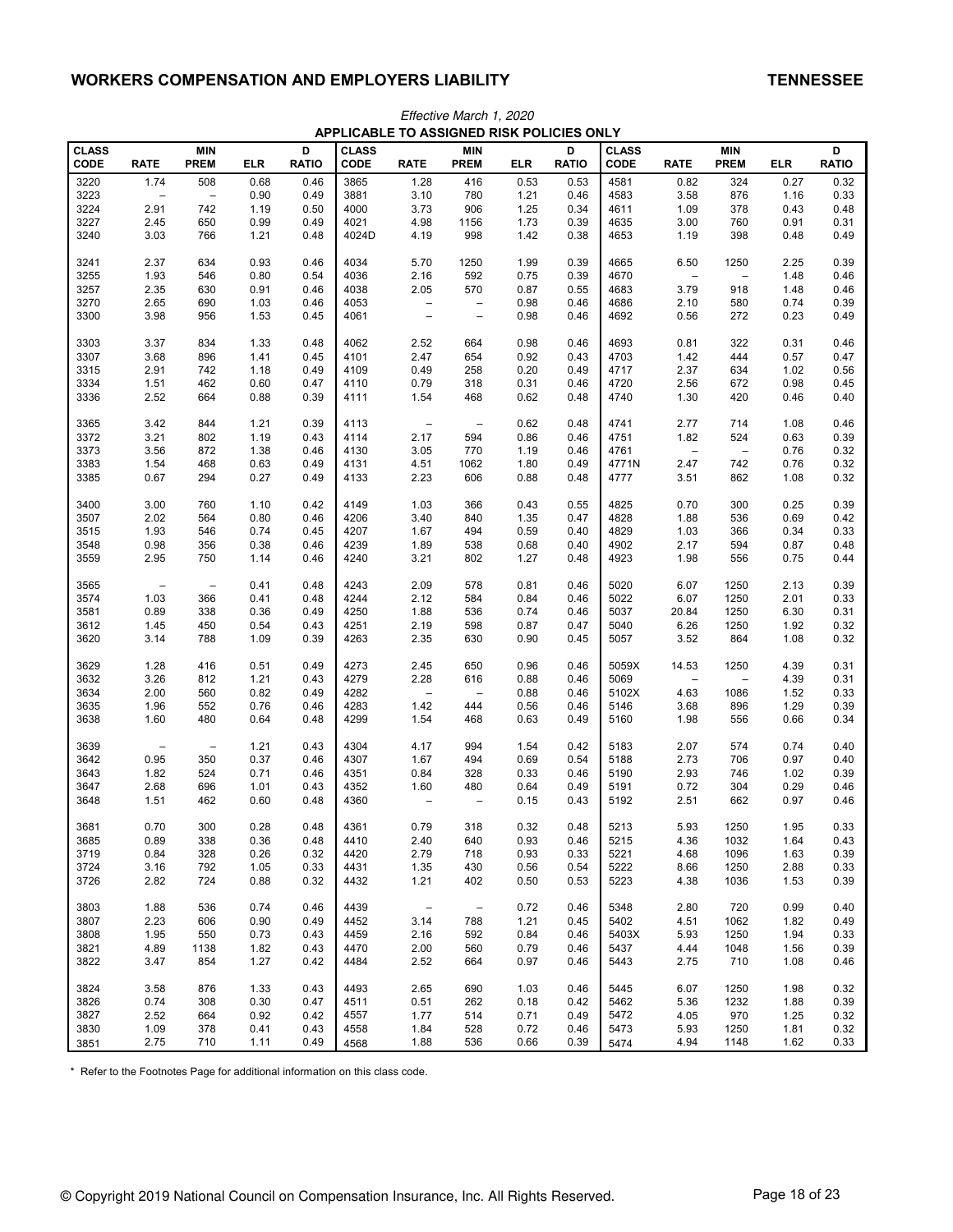# WORKERS COMPENSATION AND EMPLOYERS LIABILITY

## TENNESSEE

*Effective March 1, 2020*

**APPLICABLE TO ASSIGNED RISK POLICIES ONLY**

| CLASS CODE | RATE | MIN PREM | ELR | D RATIO | CLASS CODE | RATE | MIN PREM | ELR | D RATIO | CLASS CODE | RATE | MIN PREM | ELR | D RATIO |
|---|---|---|---|---|---|---|---|---|---|---|---|---|---|---|
| 3220 | 1.74 | 508 | 0.68 | 0.46 | 3865 | 1.28 | 416 | 0.53 | 0.53 | 4581 | 0.82 | 324 | 0.27 | 0.32 |
| 3223 | – | – | 0.90 | 0.49 | 3881 | 3.10 | 780 | 1.21 | 0.46 | 4583 | 3.58 | 876 | 1.16 | 0.33 |
| 3224 | 2.91 | 742 | 1.19 | 0.50 | 4000 | 3.73 | 906 | 1.25 | 0.34 | 4611 | 1.09 | 378 | 0.43 | 0.48 |
| 3227 | 2.45 | 650 | 0.99 | 0.49 | 4021 | 4.98 | 1156 | 1.73 | 0.39 | 4635 | 3.00 | 760 | 0.91 | 0.31 |
| 3240 | 3.03 | 766 | 1.21 | 0.48 | 4024D | 4.19 | 998 | 1.42 | 0.38 | 4653 | 1.19 | 398 | 0.48 | 0.49 |
| 3241 | 2.37 | 634 | 0.93 | 0.46 | 4034 | 5.70 | 1250 | 1.99 | 0.39 | 4665 | 6.50 | 1250 | 2.25 | 0.39 |
| 3255 | 1.93 | 546 | 0.80 | 0.54 | 4036 | 2.16 | 592 | 0.75 | 0.39 | 4670 | – | – | 1.48 | 0.46 |
| 3257 | 2.35 | 630 | 0.91 | 0.46 | 4038 | 2.05 | 570 | 0.87 | 0.55 | 4683 | 3.79 | 918 | 1.48 | 0.46 |
| 3270 | 2.65 | 690 | 1.03 | 0.46 | 4053 | – | – | 0.98 | 0.46 | 4686 | 2.10 | 580 | 0.74 | 0.39 |
| 3300 | 3.98 | 956 | 1.53 | 0.45 | 4061 | – | – | 0.98 | 0.46 | 4692 | 0.56 | 272 | 0.23 | 0.49 |
| 3303 | 3.37 | 834 | 1.33 | 0.48 | 4062 | 2.52 | 664 | 0.98 | 0.46 | 4693 | 0.81 | 322 | 0.31 | 0.46 |
| 3307 | 3.68 | 896 | 1.41 | 0.45 | 4101 | 2.47 | 654 | 0.92 | 0.43 | 4703 | 1.42 | 444 | 0.57 | 0.47 |
| 3315 | 2.91 | 742 | 1.18 | 0.49 | 4109 | 0.49 | 258 | 0.20 | 0.49 | 4717 | 2.37 | 634 | 1.02 | 0.56 |
| 3334 | 1.51 | 462 | 0.60 | 0.47 | 4110 | 0.79 | 318 | 0.31 | 0.46 | 4720 | 2.56 | 672 | 0.98 | 0.45 |
| 3336 | 2.52 | 664 | 0.88 | 0.39 | 4111 | 1.54 | 468 | 0.62 | 0.48 | 4740 | 1.30 | 420 | 0.46 | 0.40 |
| 3365 | 3.42 | 844 | 1.21 | 0.39 | 4113 | – | – | 0.62 | 0.48 | 4741 | 2.77 | 714 | 1.08 | 0.46 |
| 3372 | 3.21 | 802 | 1.19 | 0.43 | 4114 | 2.17 | 594 | 0.86 | 0.46 | 4751 | 1.82 | 524 | 0.63 | 0.39 |
| 3373 | 3.56 | 872 | 1.38 | 0.46 | 4130 | 3.05 | 770 | 1.19 | 0.46 | 4761 | – | – | 0.76 | 0.32 |
| 3383 | 1.54 | 468 | 0.63 | 0.49 | 4131 | 4.51 | 1062 | 1.80 | 0.49 | 4771N | 2.47 | 742 | 0.76 | 0.32 |
| 3385 | 0.67 | 294 | 0.27 | 0.49 | 4133 | 2.23 | 606 | 0.88 | 0.48 | 4777 | 3.51 | 862 | 1.08 | 0.32 |
| 3400 | 3.00 | 760 | 1.10 | 0.42 | 4149 | 1.03 | 366 | 0.43 | 0.55 | 4825 | 0.70 | 300 | 0.25 | 0.39 |
| 3507 | 2.02 | 564 | 0.80 | 0.46 | 4206 | 3.40 | 840 | 1.35 | 0.47 | 4828 | 1.88 | 536 | 0.69 | 0.42 |
| 3515 | 1.93 | 546 | 0.74 | 0.45 | 4207 | 1.67 | 494 | 0.59 | 0.40 | 4829 | 1.03 | 366 | 0.34 | 0.33 |
| 3548 | 0.98 | 356 | 0.38 | 0.46 | 4239 | 1.89 | 538 | 0.68 | 0.40 | 4902 | 2.17 | 594 | 0.87 | 0.48 |
| 3559 | 2.95 | 750 | 1.14 | 0.46 | 4240 | 3.21 | 802 | 1.27 | 0.48 | 4923 | 1.98 | 556 | 0.75 | 0.44 |
| 3565 | – | – | 0.41 | 0.48 | 4243 | 2.09 | 578 | 0.81 | 0.46 | 5020 | 6.07 | 1250 | 2.13 | 0.39 |
| 3574 | 1.03 | 366 | 0.41 | 0.48 | 4244 | 2.12 | 584 | 0.84 | 0.46 | 5022 | 6.07 | 1250 | 2.01 | 0.33 |
| 3581 | 0.89 | 338 | 0.36 | 0.49 | 4250 | 1.88 | 536 | 0.74 | 0.46 | 5037 | 20.84 | 1250 | 6.30 | 0.31 |
| 3612 | 1.45 | 450 | 0.54 | 0.43 | 4251 | 2.19 | 598 | 0.87 | 0.47 | 5040 | 6.26 | 1250 | 1.92 | 0.32 |
| 3620 | 3.14 | 788 | 1.09 | 0.39 | 4263 | 2.35 | 630 | 0.90 | 0.45 | 5057 | 3.52 | 864 | 1.08 | 0.32 |
| 3629 | 1.28 | 416 | 0.51 | 0.49 | 4273 | 2.45 | 650 | 0.96 | 0.46 | 5059X | 14.53 | 1250 | 4.39 | 0.31 |
| 3632 | 3.26 | 812 | 1.21 | 0.43 | 4279 | 2.28 | 616 | 0.88 | 0.46 | 5069 | – | – | 4.39 | 0.31 |
| 3634 | 2.00 | 560 | 0.82 | 0.49 | 4282 | – | – | 0.88 | 0.46 | 5102X | 4.63 | 1086 | 1.52 | 0.33 |
| 3635 | 1.96 | 552 | 0.76 | 0.46 | 4283 | 1.42 | 444 | 0.56 | 0.46 | 5146 | 3.68 | 896 | 1.29 | 0.39 |
| 3638 | 1.60 | 480 | 0.64 | 0.48 | 4299 | 1.54 | 468 | 0.63 | 0.49 | 5160 | 1.98 | 556 | 0.66 | 0.34 |
| 3639 | – | – | 1.21 | 0.43 | 4304 | 4.17 | 994 | 1.54 | 0.42 | 5183 | 2.07 | 574 | 0.74 | 0.40 |
| 3642 | 0.95 | 350 | 0.37 | 0.46 | 4307 | 1.67 | 494 | 0.69 | 0.54 | 5188 | 2.73 | 706 | 0.97 | 0.40 |
| 3643 | 1.82 | 524 | 0.71 | 0.46 | 4351 | 0.84 | 328 | 0.33 | 0.46 | 5190 | 2.93 | 746 | 1.02 | 0.39 |
| 3647 | 2.68 | 696 | 1.01 | 0.43 | 4352 | 1.60 | 480 | 0.64 | 0.49 | 5191 | 0.72 | 304 | 0.29 | 0.46 |
| 3648 | 1.51 | 462 | 0.60 | 0.48 | 4360 | – | – | 0.15 | 0.43 | 5192 | 2.51 | 662 | 0.97 | 0.46 |
| 3681 | 0.70 | 300 | 0.28 | 0.48 | 4361 | 0.79 | 318 | 0.32 | 0.48 | 5213 | 5.93 | 1250 | 1.95 | 0.33 |
| 3685 | 0.89 | 338 | 0.36 | 0.48 | 4410 | 2.40 | 640 | 0.93 | 0.46 | 5215 | 4.36 | 1032 | 1.64 | 0.43 |
| 3719 | 0.84 | 328 | 0.26 | 0.32 | 4420 | 2.79 | 718 | 0.93 | 0.33 | 5221 | 4.68 | 1096 | 1.63 | 0.39 |
| 3724 | 3.16 | 792 | 1.05 | 0.33 | 4431 | 1.35 | 430 | 0.56 | 0.54 | 5222 | 8.66 | 1250 | 2.88 | 0.33 |
| 3726 | 2.82 | 724 | 0.88 | 0.32 | 4432 | 1.21 | 402 | 0.50 | 0.53 | 5223 | 4.38 | 1036 | 1.53 | 0.39 |
| 3803 | 1.88 | 536 | 0.74 | 0.46 | 4439 | – | – | 0.72 | 0.46 | 5348 | 2.80 | 720 | 0.99 | 0.40 |
| 3807 | 2.23 | 606 | 0.90 | 0.49 | 4452 | 3.14 | 788 | 1.21 | 0.45 | 5402 | 4.51 | 1062 | 1.82 | 0.49 |
| 3808 | 1.95 | 550 | 0.73 | 0.43 | 4459 | 2.16 | 592 | 0.84 | 0.46 | 5403X | 5.93 | 1250 | 1.94 | 0.33 |
| 3821 | 4.89 | 1138 | 1.82 | 0.43 | 4470 | 2.00 | 560 | 0.79 | 0.46 | 5437 | 4.44 | 1048 | 1.56 | 0.39 |
| 3822 | 3.47 | 854 | 1.27 | 0.42 | 4484 | 2.52 | 664 | 0.97 | 0.46 | 5443 | 2.75 | 710 | 1.08 | 0.46 |
| 3824 | 3.58 | 876 | 1.33 | 0.43 | 4493 | 2.65 | 690 | 1.03 | 0.46 | 5445 | 6.07 | 1250 | 1.98 | 0.32 |
| 3826 | 0.74 | 308 | 0.30 | 0.47 | 4511 | 0.51 | 262 | 0.18 | 0.42 | 5462 | 5.36 | 1232 | 1.88 | 0.39 |
| 3827 | 2.52 | 664 | 0.92 | 0.42 | 4557 | 1.77 | 514 | 0.71 | 0.49 | 5472 | 4.05 | 970 | 1.25 | 0.32 |
| 3830 | 1.09 | 378 | 0.41 | 0.43 | 4558 | 1.84 | 528 | 0.72 | 0.46 | 5473 | 5.93 | 1250 | 1.81 | 0.32 |
| 3851 | 2.75 | 710 | 1.11 | 0.49 | 4568 | 1.88 | 536 | 0.66 | 0.39 | 5474 | 4.94 | 1148 | 1.62 | 0.33 |

* Refer to the Footnotes Page for additional information on this class code.

© Copyright 2019 National Council on Compensation Insurance, Inc. All Rights Reserved.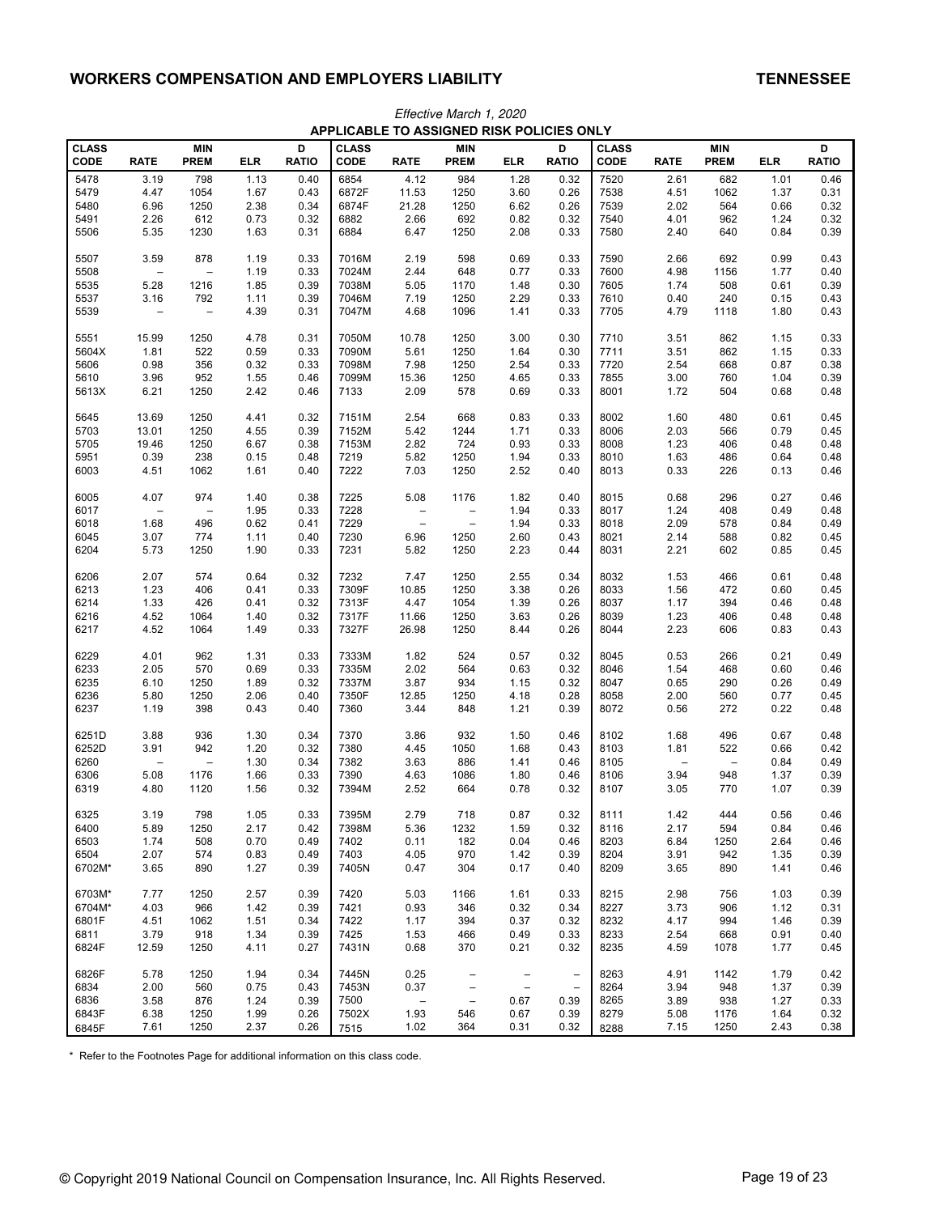## WORKERS COMPENSATION AND EMPLOYERS LIABILITY — TENNESSEE

*Effective March 1, 2020*

**APPLICABLE TO ASSIGNED RISK POLICIES ONLY**

| CLASS CODE | RATE | MIN PREM | ELR | D RATIO | CLASS CODE | RATE | MIN PREM | ELR | D RATIO | CLASS CODE | RATE | MIN PREM | ELR | D RATIO |
|---|---|---|---|---|---|---|---|---|---|---|---|---|---|---|
| 5478 | 3.19 | 798 | 1.13 | 0.40 | 6854 | 4.12 | 984 | 1.28 | 0.32 | 7520 | 2.61 | 682 | 1.01 | 0.46 |
| 5479 | 4.47 | 1054 | 1.67 | 0.43 | 6872F | 11.53 | 1250 | 3.60 | 0.26 | 7538 | 4.51 | 1062 | 1.37 | 0.31 |
| 5480 | 6.96 | 1250 | 2.38 | 0.34 | 6874F | 21.28 | 1250 | 6.62 | 0.26 | 7539 | 2.02 | 564 | 0.66 | 0.32 |
| 5491 | 2.26 | 612 | 0.73 | 0.32 | 6882 | 2.66 | 692 | 0.82 | 0.32 | 7540 | 4.01 | 962 | 1.24 | 0.32 |
| 5506 | 5.35 | 1230 | 1.63 | 0.31 | 6884 | 6.47 | 1250 | 2.08 | 0.33 | 7580 | 2.40 | 640 | 0.84 | 0.39 |
| 5507 | 3.59 | 878 | 1.19 | 0.33 | 7016M | 2.19 | 598 | 0.69 | 0.33 | 7590 | 2.66 | 692 | 0.99 | 0.43 |
| 5508 | – | – | 1.19 | 0.33 | 7024M | 2.44 | 648 | 0.77 | 0.33 | 7600 | 4.98 | 1156 | 1.77 | 0.40 |
| 5535 | 5.28 | 1216 | 1.85 | 0.39 | 7038M | 5.05 | 1170 | 1.48 | 0.30 | 7605 | 1.74 | 508 | 0.61 | 0.39 |
| 5537 | 3.16 | 792 | 1.11 | 0.39 | 7046M | 7.19 | 1250 | 2.29 | 0.33 | 7610 | 0.40 | 240 | 0.15 | 0.43 |
| 5539 | – | – | 4.39 | 0.31 | 7047M | 4.68 | 1096 | 1.41 | 0.33 | 7705 | 4.79 | 1118 | 1.80 | 0.43 |
| 5551 | 15.99 | 1250 | 4.78 | 0.31 | 7050M | 10.78 | 1250 | 3.00 | 0.30 | 7710 | 3.51 | 862 | 1.15 | 0.33 |
| 5604X | 1.81 | 522 | 0.59 | 0.33 | 7090M | 5.61 | 1250 | 1.64 | 0.30 | 7711 | 3.51 | 862 | 1.15 | 0.33 |
| 5606 | 0.98 | 356 | 0.32 | 0.33 | 7098M | 7.98 | 1250 | 2.54 | 0.33 | 7720 | 2.54 | 668 | 0.87 | 0.38 |
| 5610 | 3.96 | 952 | 1.55 | 0.46 | 7099M | 15.36 | 1250 | 4.65 | 0.33 | 7855 | 3.00 | 760 | 1.04 | 0.39 |
| 5613X | 6.21 | 1250 | 2.42 | 0.46 | 7133 | 2.09 | 578 | 0.69 | 0.33 | 8001 | 1.72 | 504 | 0.68 | 0.48 |
| 5645 | 13.69 | 1250 | 4.41 | 0.32 | 7151M | 2.54 | 668 | 0.83 | 0.33 | 8002 | 1.60 | 480 | 0.61 | 0.45 |
| 5703 | 13.01 | 1250 | 4.55 | 0.39 | 7152M | 5.42 | 1244 | 1.71 | 0.33 | 8006 | 2.03 | 566 | 0.79 | 0.45 |
| 5705 | 19.46 | 1250 | 6.67 | 0.38 | 7153M | 2.82 | 724 | 0.93 | 0.33 | 8008 | 1.23 | 406 | 0.48 | 0.48 |
| 5951 | 0.39 | 238 | 0.15 | 0.48 | 7219 | 5.82 | 1250 | 1.94 | 0.33 | 8010 | 1.63 | 486 | 0.64 | 0.48 |
| 6003 | 4.51 | 1062 | 1.61 | 0.40 | 7222 | 7.03 | 1250 | 2.52 | 0.40 | 8013 | 0.33 | 226 | 0.13 | 0.46 |
| 6005 | 4.07 | 974 | 1.40 | 0.38 | 7225 | 5.08 | 1176 | 1.82 | 0.40 | 8015 | 0.68 | 296 | 0.27 | 0.46 |
| 6017 | – | – | 1.95 | 0.33 | 7228 | – | – | 1.94 | 0.33 | 8017 | 1.24 | 408 | 0.49 | 0.48 |
| 6018 | 1.68 | 496 | 0.62 | 0.41 | 7229 | – | – | 1.94 | 0.33 | 8018 | 2.09 | 578 | 0.84 | 0.49 |
| 6045 | 3.07 | 774 | 1.11 | 0.40 | 7230 | 6.96 | 1250 | 2.60 | 0.43 | 8021 | 2.14 | 588 | 0.82 | 0.45 |
| 6204 | 5.73 | 1250 | 1.90 | 0.33 | 7231 | 5.82 | 1250 | 2.23 | 0.44 | 8031 | 2.21 | 602 | 0.85 | 0.45 |
| 6206 | 2.07 | 574 | 0.64 | 0.32 | 7232 | 7.47 | 1250 | 2.55 | 0.34 | 8032 | 1.53 | 466 | 0.61 | 0.48 |
| 6213 | 1.23 | 406 | 0.41 | 0.33 | 7309F | 10.85 | 1250 | 3.38 | 0.26 | 8033 | 1.56 | 472 | 0.60 | 0.45 |
| 6214 | 1.33 | 426 | 0.41 | 0.32 | 7313F | 4.47 | 1054 | 1.39 | 0.26 | 8037 | 1.17 | 394 | 0.46 | 0.48 |
| 6216 | 4.52 | 1064 | 1.40 | 0.32 | 7317F | 11.66 | 1250 | 3.63 | 0.26 | 8039 | 1.23 | 406 | 0.48 | 0.48 |
| 6217 | 4.52 | 1064 | 1.49 | 0.33 | 7327F | 26.98 | 1250 | 8.44 | 0.26 | 8044 | 2.23 | 606 | 0.83 | 0.43 |
| 6229 | 4.01 | 962 | 1.31 | 0.33 | 7333M | 1.82 | 524 | 0.57 | 0.32 | 8045 | 0.53 | 266 | 0.21 | 0.49 |
| 6233 | 2.05 | 570 | 0.69 | 0.33 | 7335M | 2.02 | 564 | 0.63 | 0.32 | 8046 | 1.54 | 468 | 0.60 | 0.46 |
| 6235 | 6.10 | 1250 | 1.89 | 0.32 | 7337M | 3.87 | 934 | 1.15 | 0.32 | 8047 | 0.65 | 290 | 0.26 | 0.49 |
| 6236 | 5.80 | 1250 | 2.06 | 0.40 | 7350F | 12.85 | 1250 | 4.18 | 0.28 | 8058 | 2.00 | 560 | 0.77 | 0.45 |
| 6237 | 1.19 | 398 | 0.43 | 0.40 | 7360 | 3.44 | 848 | 1.21 | 0.39 | 8072 | 0.56 | 272 | 0.22 | 0.48 |
| 6251D | 3.88 | 936 | 1.30 | 0.34 | 7370 | 3.86 | 932 | 1.50 | 0.46 | 8102 | 1.68 | 496 | 0.67 | 0.48 |
| 6252D | 3.91 | 942 | 1.20 | 0.32 | 7380 | 4.45 | 1050 | 1.68 | 0.43 | 8103 | 1.81 | 522 | 0.66 | 0.42 |
| 6260 | – | – | 1.30 | 0.34 | 7382 | 3.63 | 886 | 1.41 | 0.46 | 8105 | – | – | 0.84 | 0.49 |
| 6306 | 5.08 | 1176 | 1.66 | 0.33 | 7390 | 4.63 | 1086 | 1.80 | 0.46 | 8106 | 3.94 | 948 | 1.37 | 0.39 |
| 6319 | 4.80 | 1120 | 1.56 | 0.32 | 7394M | 2.52 | 664 | 0.78 | 0.32 | 8107 | 3.05 | 770 | 1.07 | 0.39 |
| 6325 | 3.19 | 798 | 1.05 | 0.33 | 7395M | 2.79 | 718 | 0.87 | 0.32 | 8111 | 1.42 | 444 | 0.56 | 0.46 |
| 6400 | 5.89 | 1250 | 2.17 | 0.42 | 7398M | 5.36 | 1232 | 1.59 | 0.32 | 8116 | 2.17 | 594 | 0.84 | 0.46 |
| 6503 | 1.74 | 508 | 0.70 | 0.49 | 7402 | 0.11 | 182 | 0.04 | 0.46 | 8203 | 6.84 | 1250 | 2.64 | 0.46 |
| 6504 | 2.07 | 574 | 0.83 | 0.49 | 7403 | 4.05 | 970 | 1.42 | 0.39 | 8204 | 3.91 | 942 | 1.35 | 0.39 |
| 6702M* | 3.65 | 890 | 1.27 | 0.39 | 7405N | 0.47 | 304 | 0.17 | 0.40 | 8209 | 3.65 | 890 | 1.41 | 0.46 |
| 6703M* | 7.77 | 1250 | 2.57 | 0.39 | 7420 | 5.03 | 1166 | 1.61 | 0.33 | 8215 | 2.98 | 756 | 1.03 | 0.39 |
| 6704M* | 4.03 | 966 | 1.42 | 0.39 | 7421 | 0.93 | 346 | 0.32 | 0.34 | 8227 | 3.73 | 906 | 1.12 | 0.31 |
| 6801F | 4.51 | 1062 | 1.51 | 0.34 | 7422 | 1.17 | 394 | 0.37 | 0.32 | 8232 | 4.17 | 994 | 1.46 | 0.39 |
| 6811 | 3.79 | 918 | 1.34 | 0.39 | 7425 | 1.53 | 466 | 0.49 | 0.33 | 8233 | 2.54 | 668 | 0.91 | 0.40 |
| 6824F | 12.59 | 1250 | 4.11 | 0.27 | 7431N | 0.68 | 370 | 0.21 | 0.32 | 8235 | 4.59 | 1078 | 1.77 | 0.45 |
| 6826F | 5.78 | 1250 | 1.94 | 0.34 | 7445N | 0.25 | – | – | – | 8263 | 4.91 | 1142 | 1.79 | 0.42 |
| 6834 | 2.00 | 560 | 0.75 | 0.43 | 7453N | 0.37 | – | – | – | 8264 | 3.94 | 948 | 1.37 | 0.39 |
| 6836 | 3.58 | 876 | 1.24 | 0.39 | 7500 | – | – | 0.67 | 0.39 | 8265 | 3.89 | 938 | 1.27 | 0.33 |
| 6843F | 6.38 | 1250 | 1.99 | 0.26 | 7502X | 1.93 | 546 | 0.67 | 0.39 | 8279 | 5.08 | 1176 | 1.64 | 0.32 |
| 6845F | 7.61 | 1250 | 2.37 | 0.26 | 7515 | 1.02 | 364 | 0.31 | 0.32 | 8288 | 7.15 | 1250 | 2.43 | 0.38 |

\* Refer to the Footnotes Page for additional information on this class code.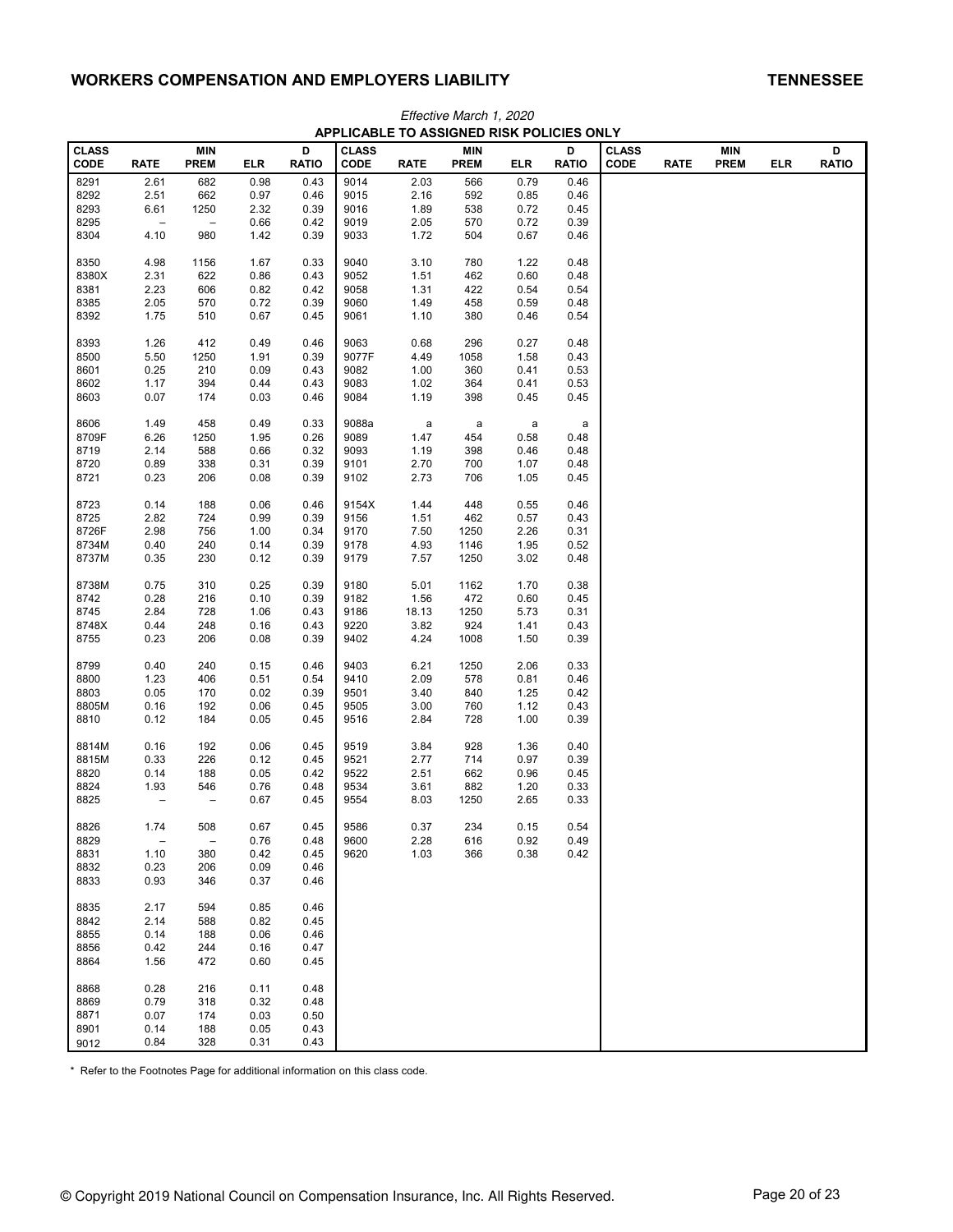# WORKERS COMPENSATION AND EMPLOYERS LIABILITY

## TENNESSEE

*Effective March 1, 2020*

**APPLICABLE TO ASSIGNED RISK POLICIES ONLY**

| CLASS CODE | RATE | MIN PREM | ELR | D RATIO | CLASS CODE | RATE | MIN PREM | ELR | D RATIO | CLASS CODE | RATE | MIN PREM | ELR | D RATIO |
|---|---|---|---|---|---|---|---|---|---|---|---|---|---|---|
| 8291 | 2.61 | 682 | 0.98 | 0.43 | 9014 | 2.03 | 566 | 0.79 | 0.46 | | | | | |
| 8292 | 2.51 | 662 | 0.97 | 0.46 | 9015 | 2.16 | 592 | 0.85 | 0.46 | | | | | |
| 8293 | 6.61 | 1250 | 2.32 | 0.39 | 9016 | 1.89 | 538 | 0.72 | 0.45 | | | | | |
| 8295 | – | – | 0.66 | 0.42 | 9019 | 2.05 | 570 | 0.72 | 0.39 | | | | | |
| 8304 | 4.10 | 980 | 1.42 | 0.39 | 9033 | 1.72 | 504 | 0.67 | 0.46 | | | | | |
| 8350 | 4.98 | 1156 | 1.67 | 0.33 | 9040 | 3.10 | 780 | 1.22 | 0.48 | | | | | |
| 8380X | 2.31 | 622 | 0.86 | 0.43 | 9052 | 1.51 | 462 | 0.60 | 0.48 | | | | | |
| 8381 | 2.23 | 606 | 0.82 | 0.42 | 9058 | 1.31 | 422 | 0.54 | 0.54 | | | | | |
| 8385 | 2.05 | 570 | 0.72 | 0.39 | 9060 | 1.49 | 458 | 0.59 | 0.48 | | | | | |
| 8392 | 1.75 | 510 | 0.67 | 0.45 | 9061 | 1.10 | 380 | 0.46 | 0.54 | | | | | |
| 8393 | 1.26 | 412 | 0.49 | 0.46 | 9063 | 0.68 | 296 | 0.27 | 0.48 | | | | | |
| 8500 | 5.50 | 1250 | 1.91 | 0.39 | 9077F | 4.49 | 1058 | 1.58 | 0.43 | | | | | |
| 8601 | 0.25 | 210 | 0.09 | 0.43 | 9082 | 1.00 | 360 | 0.41 | 0.53 | | | | | |
| 8602 | 1.17 | 394 | 0.44 | 0.43 | 9083 | 1.02 | 364 | 0.41 | 0.53 | | | | | |
| 8603 | 0.07 | 174 | 0.03 | 0.46 | 9084 | 1.19 | 398 | 0.45 | 0.45 | | | | | |
| 8606 | 1.49 | 458 | 0.49 | 0.33 | 9088a | a | a | a | a | | | | | |
| 8709F | 6.26 | 1250 | 1.95 | 0.26 | 9089 | 1.47 | 454 | 0.58 | 0.48 | | | | | |
| 8719 | 2.14 | 588 | 0.66 | 0.32 | 9093 | 1.19 | 398 | 0.46 | 0.48 | | | | | |
| 8720 | 0.89 | 338 | 0.31 | 0.39 | 9101 | 2.70 | 700 | 1.07 | 0.48 | | | | | |
| 8721 | 0.23 | 206 | 0.08 | 0.39 | 9102 | 2.73 | 706 | 1.05 | 0.45 | | | | | |
| 8723 | 0.14 | 188 | 0.06 | 0.46 | 9154X | 1.44 | 448 | 0.55 | 0.46 | | | | | |
| 8725 | 2.82 | 724 | 0.99 | 0.39 | 9156 | 1.51 | 462 | 0.57 | 0.43 | | | | | |
| 8726F | 2.98 | 756 | 1.00 | 0.34 | 9170 | 7.50 | 1250 | 2.26 | 0.31 | | | | | |
| 8734M | 0.40 | 240 | 0.14 | 0.39 | 9178 | 4.93 | 1146 | 1.95 | 0.52 | | | | | |
| 8737M | 0.35 | 230 | 0.12 | 0.39 | 9179 | 7.57 | 1250 | 3.02 | 0.48 | | | | | |
| 8738M | 0.75 | 310 | 0.25 | 0.39 | 9180 | 5.01 | 1162 | 1.70 | 0.38 | | | | | |
| 8742 | 0.28 | 216 | 0.10 | 0.39 | 9182 | 1.56 | 472 | 0.60 | 0.45 | | | | | |
| 8745 | 2.84 | 728 | 1.06 | 0.43 | 9186 | 18.13 | 1250 | 5.73 | 0.31 | | | | | |
| 8748X | 0.44 | 248 | 0.16 | 0.43 | 9220 | 3.82 | 924 | 1.41 | 0.43 | | | | | |
| 8755 | 0.23 | 206 | 0.08 | 0.39 | 9402 | 4.24 | 1008 | 1.50 | 0.39 | | | | | |
| 8799 | 0.40 | 240 | 0.15 | 0.46 | 9403 | 6.21 | 1250 | 2.06 | 0.33 | | | | | |
| 8800 | 1.23 | 406 | 0.51 | 0.54 | 9410 | 2.09 | 578 | 0.81 | 0.46 | | | | | |
| 8803 | 0.05 | 170 | 0.02 | 0.39 | 9501 | 3.40 | 840 | 1.25 | 0.42 | | | | | |
| 8805M | 0.16 | 192 | 0.06 | 0.45 | 9505 | 3.00 | 760 | 1.12 | 0.43 | | | | | |
| 8810 | 0.12 | 184 | 0.05 | 0.45 | 9516 | 2.84 | 728 | 1.00 | 0.39 | | | | | |
| 8814M | 0.16 | 192 | 0.06 | 0.45 | 9519 | 3.84 | 928 | 1.36 | 0.40 | | | | | |
| 8815M | 0.33 | 226 | 0.12 | 0.45 | 9521 | 2.77 | 714 | 0.97 | 0.39 | | | | | |
| 8820 | 0.14 | 188 | 0.05 | 0.42 | 9522 | 2.51 | 662 | 0.96 | 0.45 | | | | | |
| 8824 | 1.93 | 546 | 0.76 | 0.48 | 9534 | 3.61 | 882 | 1.20 | 0.33 | | | | | |
| 8825 | – | – | 0.67 | 0.45 | 9554 | 8.03 | 1250 | 2.65 | 0.33 | | | | | |
| 8826 | 1.74 | 508 | 0.67 | 0.45 | 9586 | 0.37 | 234 | 0.15 | 0.54 | | | | | |
| 8829 | – | – | 0.76 | 0.48 | 9600 | 2.28 | 616 | 0.92 | 0.49 | | | | | |
| 8831 | 1.10 | 380 | 0.42 | 0.45 | 9620 | 1.03 | 366 | 0.38 | 0.42 | | | | | |
| 8832 | 0.23 | 206 | 0.09 | 0.46 | | | | | | | | | | |
| 8833 | 0.93 | 346 | 0.37 | 0.46 | | | | | | | | | | |
| 8835 | 2.17 | 594 | 0.85 | 0.46 | | | | | | | | | | |
| 8842 | 2.14 | 588 | 0.82 | 0.45 | | | | | | | | | | |
| 8855 | 0.14 | 188 | 0.06 | 0.46 | | | | | | | | | | |
| 8856 | 0.42 | 244 | 0.16 | 0.47 | | | | | | | | | | |
| 8864 | 1.56 | 472 | 0.60 | 0.45 | | | | | | | | | | |
| 8868 | 0.28 | 216 | 0.11 | 0.48 | | | | | | | | | | |
| 8869 | 0.79 | 318 | 0.32 | 0.48 | | | | | | | | | | |
| 8871 | 0.07 | 174 | 0.03 | 0.50 | | | | | | | | | | |
| 8901 | 0.14 | 188 | 0.05 | 0.43 | | | | | | | | | | |
| 9012 | 0.84 | 328 | 0.31 | 0.43 | | | | | | | | | | |

\* Refer to the Footnotes Page for additional information on this class code.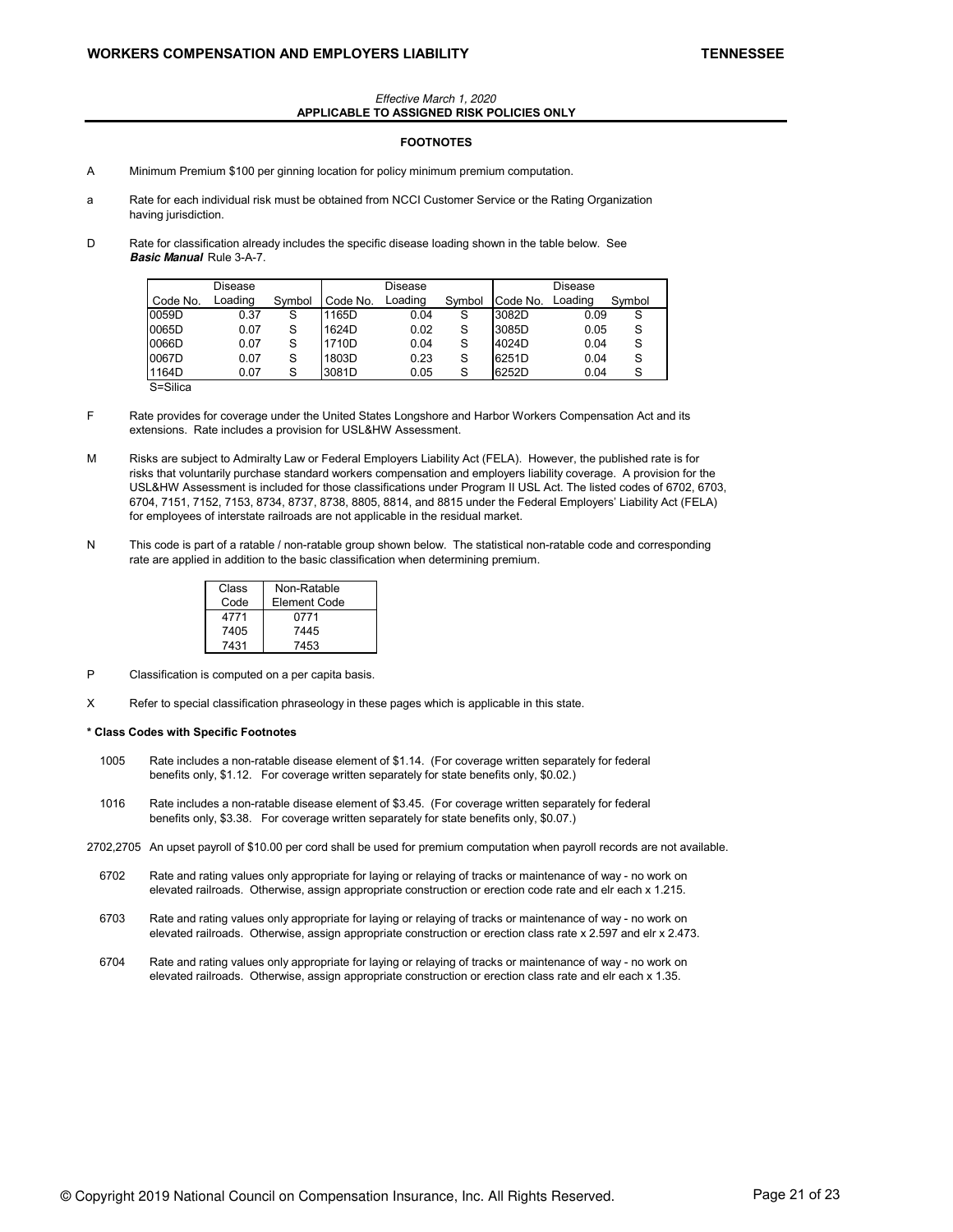*Effective March 1, 2020*
**APPLICABLE TO ASSIGNED RISK POLICIES ONLY**

## FOOTNOTES

A Minimum Premium $100 per ginning location for policy minimum premium computation.

a Rate for each individual risk must be obtained from NCCI Customer Service or the Rating Organization having jurisdiction.

D Rate for classification already includes the specific disease loading shown in the table below. See ***Basic Manual*** Rule 3-A-7.

| Code No. | Disease Loading | Symbol | Code No. | Disease Loading | Symbol | Code No. | Disease Loading | Symbol |
|---|---|---|---|---|---|---|---|---|
| 0059D | 0.37 | S | 1165D | 0.04 | S | 3082D | 0.09 | S |
| 0065D | 0.07 | S | 1624D | 0.02 | S | 3085D | 0.05 | S |
| 0066D | 0.07 | S | 1710D | 0.04 | S | 4024D | 0.04 | S |
| 0067D | 0.07 | S | 1803D | 0.23 | S | 6251D | 0.04 | S |
| 1164D | 0.07 | S | 3081D | 0.05 | S | 6252D | 0.04 | S |

S=Silica

F Rate provides for coverage under the United States Longshore and Harbor Workers Compensation Act and its extensions. Rate includes a provision for USL&HW Assessment.

M Risks are subject to Admiralty Law or Federal Employers Liability Act (FELA). However, the published rate is for risks that voluntarily purchase standard workers compensation and employers liability coverage. A provision for the USL&HW Assessment is included for those classifications under Program II USL Act. The listed codes of 6702, 6703, 6704, 7151, 7152, 7153, 8734, 8737, 8738, 8805, 8814, and 8815 under the Federal Employers' Liability Act (FELA) for employees of interstate railroads are not applicable in the residual market.

N This code is part of a ratable / non-ratable group shown below. The statistical non-ratable code and corresponding rate are applied in addition to the basic classification when determining premium.

| Class Code | Non-Ratable Element Code |
|---|---|
| 4771 | 0771 |
| 7405 | 7445 |
| 7431 | 7453 |

P Classification is computed on a per capita basis.

X Refer to special classification phraseology in these pages which is applicable in this state.

**\* Class Codes with Specific Footnotes**

1005 Rate includes a non-ratable disease element of $1.14. (For coverage written separately for federal benefits only, $1.12. For coverage written separately for state benefits only, $0.02.)

1016 Rate includes a non-ratable disease element of $3.45. (For coverage written separately for federal benefits only, $3.38. For coverage written separately for state benefits only, $0.07.)

2702,2705 An upset payroll of $10.00 per cord shall be used for premium computation when payroll records are not available.

6702 Rate and rating values only appropriate for laying or relaying of tracks or maintenance of way - no work on elevated railroads. Otherwise, assign appropriate construction or erection code rate and elr each x 1.215.

6703 Rate and rating values only appropriate for laying or relaying of tracks or maintenance of way - no work on elevated railroads. Otherwise, assign appropriate construction or erection class rate x 2.597 and elr x 2.473.

6704 Rate and rating values only appropriate for laying or relaying of tracks or maintenance of way - no work on elevated railroads. Otherwise, assign appropriate construction or erection class rate and elr each x 1.35.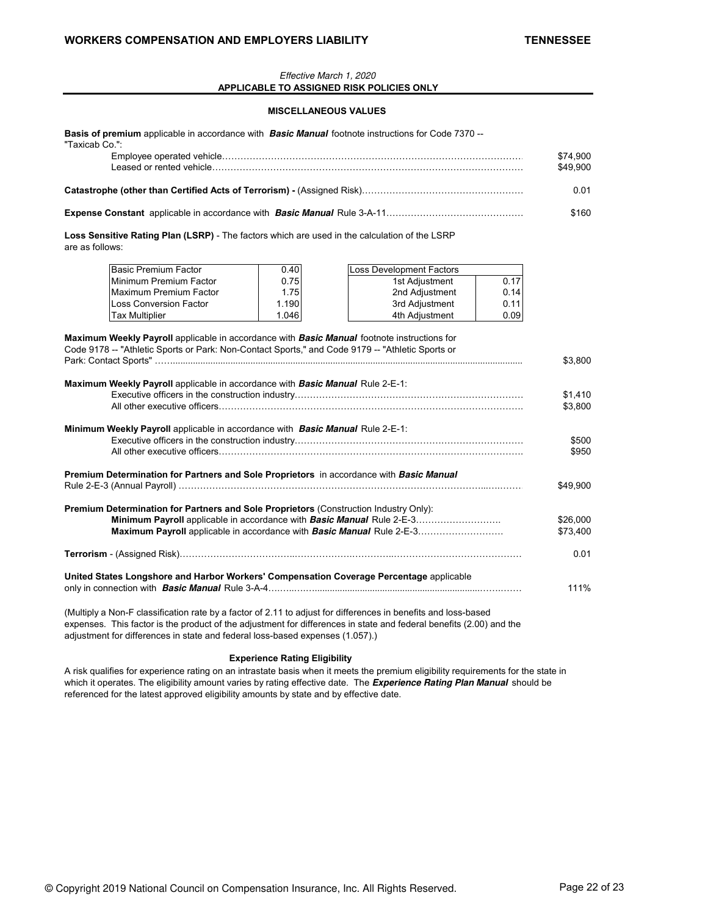*Effective March 1, 2020*
**APPLICABLE TO ASSIGNED RISK POLICIES ONLY**

## MISCELLANEOUS VALUES

**Basis of premium** applicable in accordance with ***Basic Manual*** footnote instructions for Code 7370 -- "Taxicab Co.":

| | |
|---|---|
| Employee operated vehicle | $74,900 |
| Leased or rented vehicle | $49,900 |

**Catastrophe (other than Certified Acts of Terrorism) -** (Assigned Risk) ........ 0.01

**Expense Constant** applicable in accordance with ***Basic Manual*** Rule 3-A-11 ........ $160

**Loss Sensitive Rating Plan (LSRP)** - The factors which are used in the calculation of the LSRP are as follows:

| | |
|---|---|
| Basic Premium Factor | 0.40 |
| Minimum Premium Factor | 0.75 |
| Maximum Premium Factor | 1.75 |
| Loss Conversion Factor | 1.190 |
| Tax Multiplier | 1.046 |

| Loss Development Factors | |
|---|---|
| 1st Adjustment | 0.17 |
| 2nd Adjustment | 0.14 |
| 3rd Adjustment | 0.11 |
| 4th Adjustment | 0.09 |

**Maximum Weekly Payroll** applicable in accordance with ***Basic Manual*** footnote instructions for Code 9178 -- "Athletic Sports or Park: Non-Contact Sports," and Code 9179 -- "Athletic Sports or Park: Contact Sports" ........ $3,800

**Maximum Weekly Payroll** applicable in accordance with ***Basic Manual*** Rule 2-E-1:

| | |
|---|---|
| Executive officers in the construction industry | $1,410 |
| All other executive officers | $3,800 |

**Minimum Weekly Payroll** applicable in accordance with ***Basic Manual*** Rule 2-E-1:

| | |
|---|---|
| Executive officers in the construction industry | $500 |
| All other executive officers | $950 |

**Premium Determination for Partners and Sole Proprietors** in accordance with ***Basic Manual*** Rule 2-E-3 (Annual Payroll) ........ $49,900

**Premium Determination for Partners and Sole Proprietors** (Construction Industry Only):

| | |
|---|---|
| **Minimum Payroll** applicable in accordance with ***Basic Manual*** Rule 2-E-3 | $26,000 |
| **Maximum Payroll** applicable in accordance with ***Basic Manual*** Rule 2-E-3 | $73,400 |

**Terrorism** - (Assigned Risk) ........ 0.01

**United States Longshore and Harbor Workers' Compensation Coverage Percentage** applicable only in connection with ***Basic Manual*** Rule 3-A-4 ........ 111%

(Multiply a Non-F classification rate by a factor of 2.11 to adjust for differences in benefits and loss-based expenses. This factor is the product of the adjustment for differences in state and federal benefits (2.00) and the adjustment for differences in state and federal loss-based expenses (1.057).)

### Experience Rating Eligibility

A risk qualifies for experience rating on an intrastate basis when it meets the premium eligibility requirements for the state in which it operates. The eligibility amount varies by rating effective date. The ***Experience Rating Plan Manual*** should be referenced for the latest approved eligibility amounts by state and by effective date.

© Copyright 2019 National Council on Compensation Insurance, Inc. All Rights Reserved.